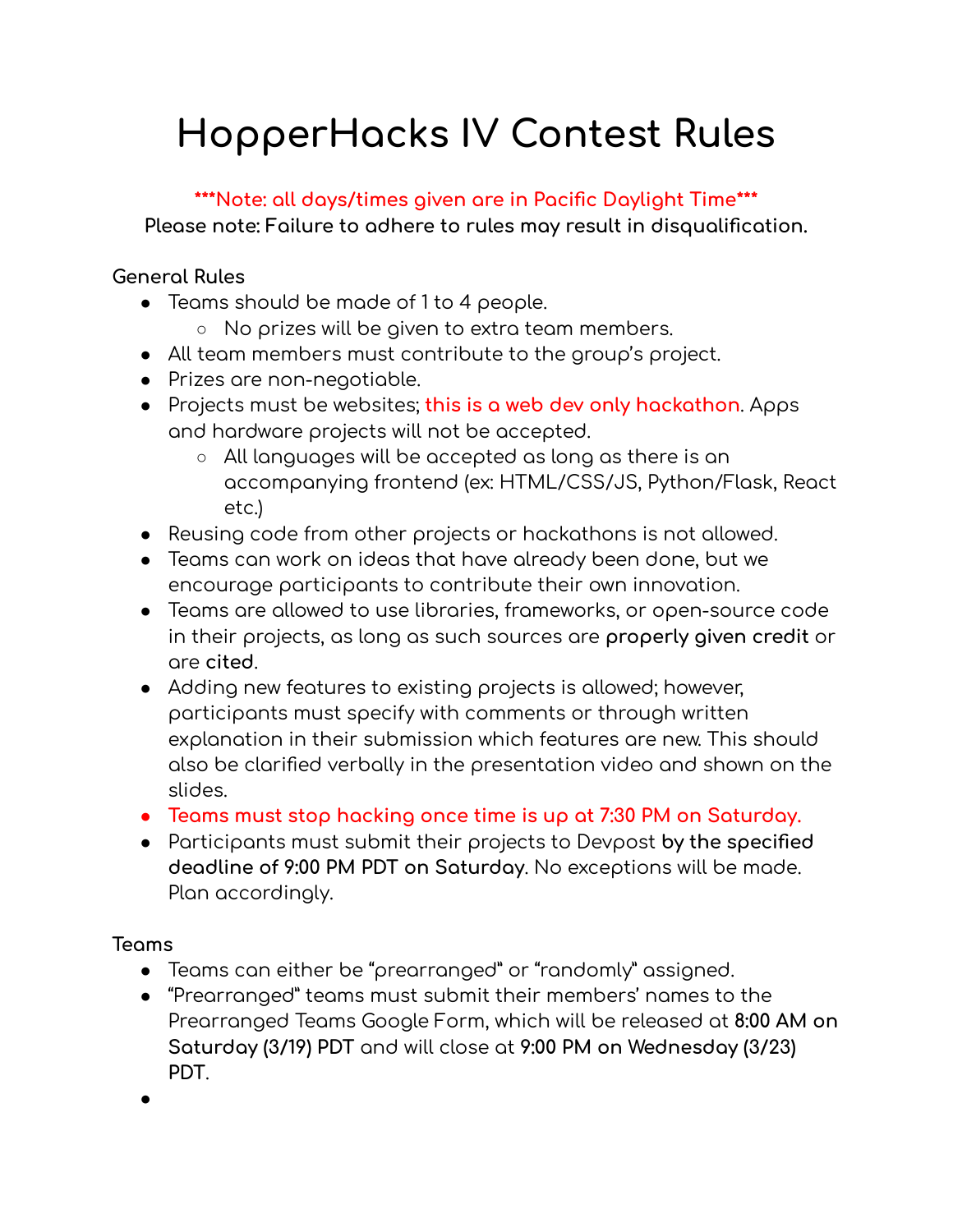# HopperHacks IV Contest Rules

***Note: all days/times given are in Pacific Daylight Time***

**Please note: Failure to adhere to rules may result in disqualification.**

## General Rules

- Teams should be made of 1 to 4 people.
  - No prizes will be given to extra team members.
- All team members must contribute to the group's project.
- Prizes are non-negotiable.
- Projects must be websites; this is a web dev only hackathon. Apps and hardware projects will not be accepted.
  - All languages will be accepted as long as there is an accompanying frontend (ex: HTML/CSS/JS, Python/Flask, React etc.)
- Reusing code from other projects or hackathons is not allowed.
- Teams can work on ideas that have already been done, but we encourage participants to contribute their own innovation.
- Teams are allowed to use libraries, frameworks, or open-source code in their projects, as long as such sources are **properly given credit** or are **cited**.
- Adding new features to existing projects is allowed; however, participants must specify with comments or through written explanation in their submission which features are new. This should also be clarified verbally in the presentation video and shown on the slides.
- Teams must stop hacking once time is up at 7:30 PM on Saturday.
- Participants must submit their projects to Devpost **by the specified deadline of 9:00 PM PDT on Saturday**. No exceptions will be made. Plan accordingly.

## Teams

- Teams can either be "prearranged" or "randomly" assigned.
- "Prearranged" teams must submit their members' names to the Prearranged Teams Google Form, which will be released at **8:00 AM on Saturday (3/19) PDT** and will close at **9:00 PM on Wednesday (3/23) PDT**.
-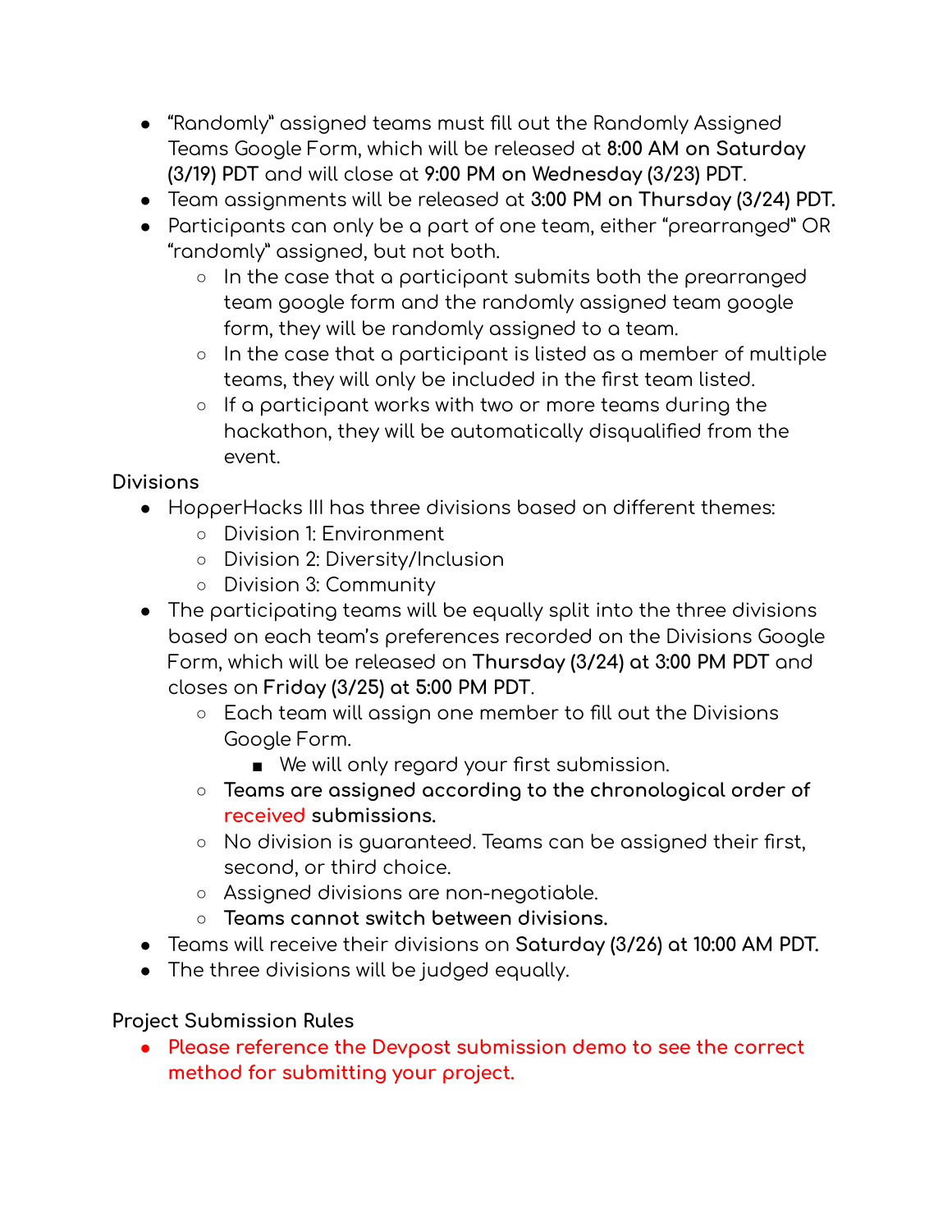- "Randomly" assigned teams must fill out the Randomly Assigned Teams Google Form, which will be released at **8:00 AM on Saturday (3/19) PDT** and will close at **9:00 PM on Wednesday (3/23) PDT**.
- Team assignments will be released at **3:00 PM on Thursday (3/24) PDT.**
- Participants can only be a part of one team, either "prearranged" OR "randomly" assigned, but not both.
  - In the case that a participant submits both the prearranged team google form and the randomly assigned team google form, they will be randomly assigned to a team.
  - In the case that a participant is listed as a member of multiple teams, they will only be included in the first team listed.
  - If a participant works with two or more teams during the hackathon, they will be automatically disqualified from the event.

**Divisions**

- HopperHacks III has three divisions based on different themes:
  - Division 1: Environment
  - Division 2: Diversity/Inclusion
  - Division 3: Community
- The participating teams will be equally split into the three divisions based on each team's preferences recorded on the Divisions Google Form, which will be released on **Thursday (3/24) at 3:00 PM PDT** and closes on **Friday (3/25) at 5:00 PM PDT**.
  - Each team will assign one member to fill out the Divisions Google Form.
    - We will only regard your first submission.
  - **Teams are assigned according to the chronological order of received submissions.**
  - No division is guaranteed. Teams can be assigned their first, second, or third choice.
  - Assigned divisions are non-negotiable.
  - **Teams cannot switch between divisions.**
- Teams will receive their divisions on **Saturday (3/26) at 10:00 AM PDT.**
- The three divisions will be judged equally.

**Project Submission Rules**

- Please reference the Devpost submission demo to see the correct method for submitting your project.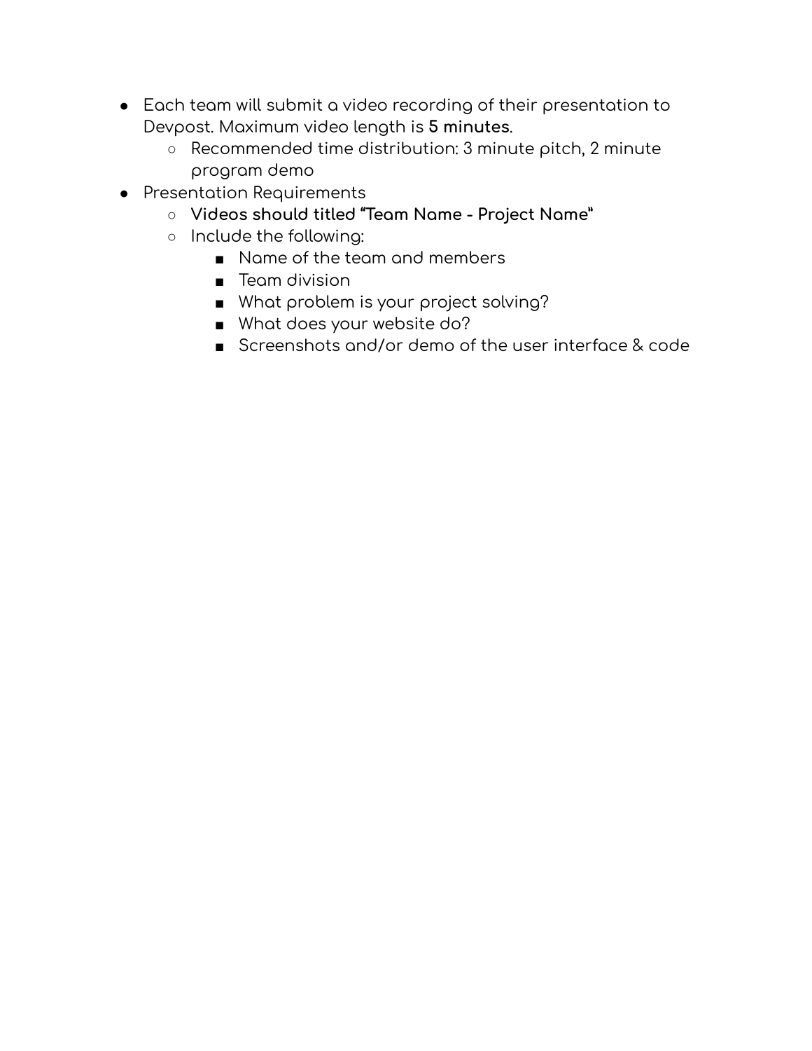- Each team will submit a video recording of their presentation to Devpost. Maximum video length is **5 minutes**.
  - Recommended time distribution: 3 minute pitch, 2 minute program demo
- Presentation Requirements
  - **Videos should titled "Team Name - Project Name"**
  - Include the following:
    - Name of the team and members
    - Team division
    - What problem is your project solving?
    - What does your website do?
    - Screenshots and/or demo of the user interface & code